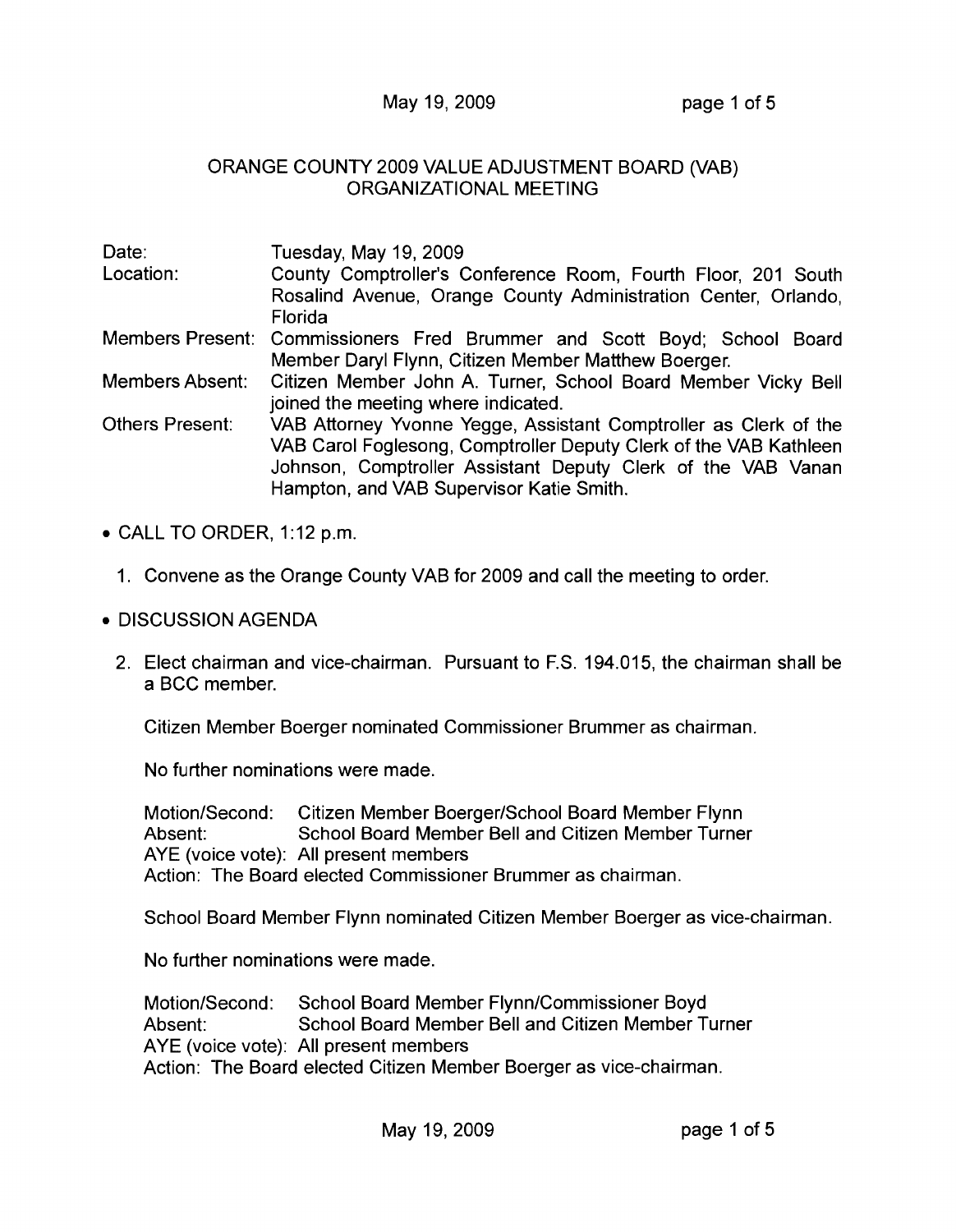# ORANGE COUNTY 2009 VALUE ADJUSTMENT BOARD (VAB) ORGANIZATIONAL MEETING

| | |
|---|---|
| Date: | Tuesday, May 19, 2009 |
| Location: | County Comptroller's Conference Room, Fourth Floor, 201 South Rosalind Avenue, Orange County Administration Center, Orlando, Florida |
| Members Present: | Commissioners Fred Brummer and Scott Boyd; School Board Member Daryl Flynn, Citizen Member Matthew Boerger. |
| Members Absent: | Citizen Member John A. Turner, School Board Member Vicky Bell joined the meeting where indicated. |
| Others Present: | VAB Attorney Yvonne Yegge, Assistant Comptroller as Clerk of the VAB Carol Foglesong, Comptroller Deputy Clerk of the VAB Kathleen Johnson, Comptroller Assistant Deputy Clerk of the VAB Vanan Hampton, and VAB Supervisor Katie Smith. |

- CALL TO ORDER, 1:12 p.m.

  1. Convene as the Orange County VAB for 2009 and call the meeting to order.

- DISCUSSION AGENDA

  2. Elect chairman and vice-chairman. Pursuant to F.S. 194.015, the chairman shall be a BCC member.

     Citizen Member Boerger nominated Commissioner Brummer as chairman.

     No further nominations were made.

     Motion/Second: Citizen Member Boerger/School Board Member Flynn
     Absent: School Board Member Bell and Citizen Member Turner
     AYE (voice vote): All present members
     Action: The Board elected Commissioner Brummer as chairman.

     School Board Member Flynn nominated Citizen Member Boerger as vice-chairman.

     No further nominations were made.

     Motion/Second: School Board Member Flynn/Commissioner Boyd
     Absent: School Board Member Bell and Citizen Member Turner
     AYE (voice vote): All present members
     Action: The Board elected Citizen Member Boerger as vice-chairman.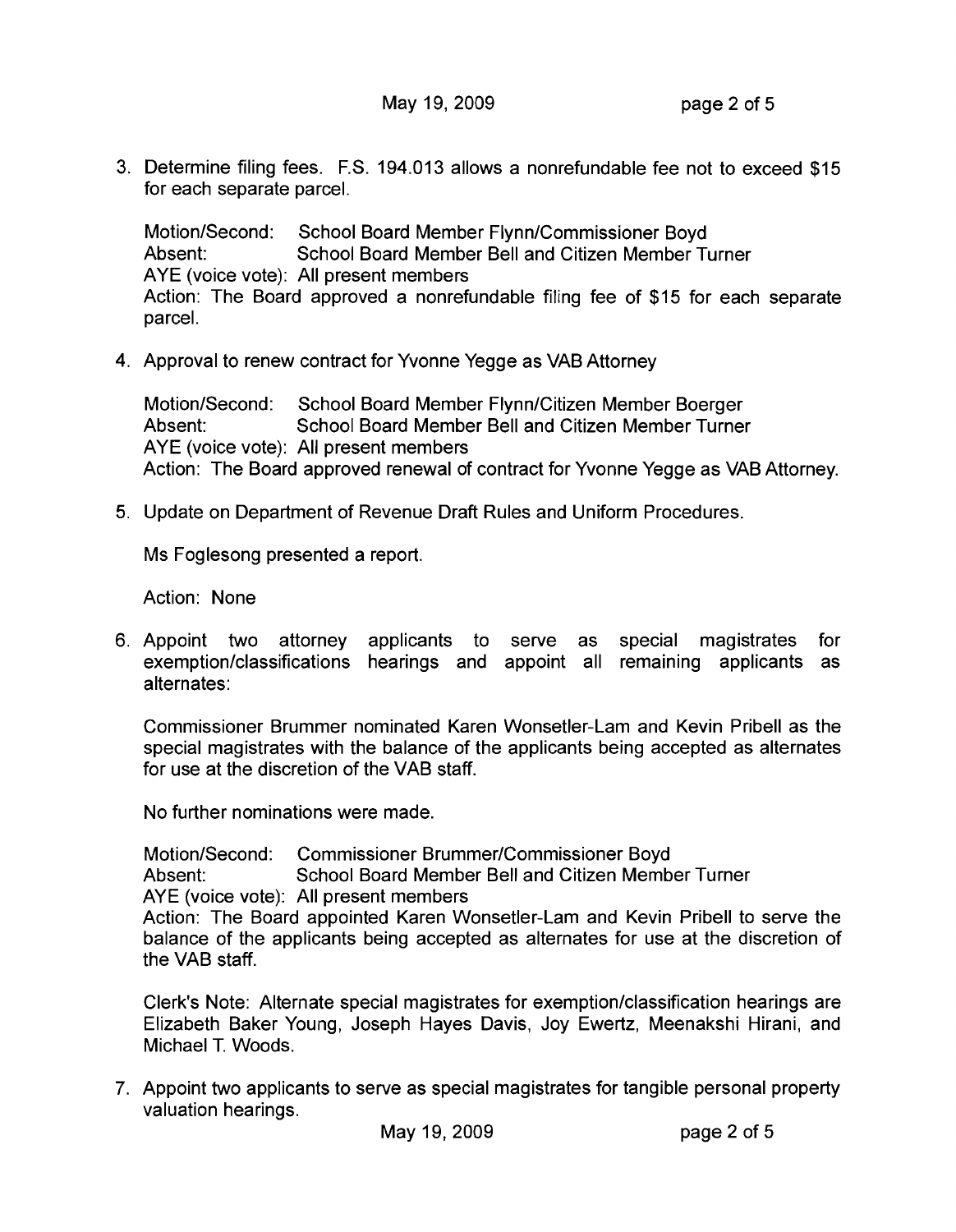3. Determine filing fees. F.S. 194.013 allows a nonrefundable fee not to exceed $15 for each separate parcel.

   Motion/Second: School Board Member Flynn/Commissioner Boyd
   Absent: School Board Member Bell and Citizen Member Turner
   AYE (voice vote): All present members
   Action: The Board approved a nonrefundable filing fee of $15 for each separate parcel.

4. Approval to renew contract for Yvonne Yegge as VAB Attorney

   Motion/Second: School Board Member Flynn/Citizen Member Boerger
   Absent: School Board Member Bell and Citizen Member Turner
   AYE (voice vote): All present members
   Action: The Board approved renewal of contract for Yvonne Yegge as VAB Attorney.

5. Update on Department of Revenue Draft Rules and Uniform Procedures.

   Ms Foglesong presented a report.

   Action: None

6. Appoint two attorney applicants to serve as special magistrates for exemption/classifications hearings and appoint all remaining applicants as alternates:

   Commissioner Brummer nominated Karen Wonsetler-Lam and Kevin Pribell as the special magistrates with the balance of the applicants being accepted as alternates for use at the discretion of the VAB staff.

   No further nominations were made.

   Motion/Second: Commissioner Brummer/Commissioner Boyd
   Absent: School Board Member Bell and Citizen Member Turner
   AYE (voice vote): All present members
   Action: The Board appointed Karen Wonsetler-Lam and Kevin Pribell to serve the balance of the applicants being accepted as alternates for use at the discretion of the VAB staff.

   Clerk's Note: Alternate special magistrates for exemption/classification hearings are Elizabeth Baker Young, Joseph Hayes Davis, Joy Ewertz, Meenakshi Hirani, and Michael T. Woods.

7. Appoint two applicants to serve as special magistrates for tangible personal property valuation hearings.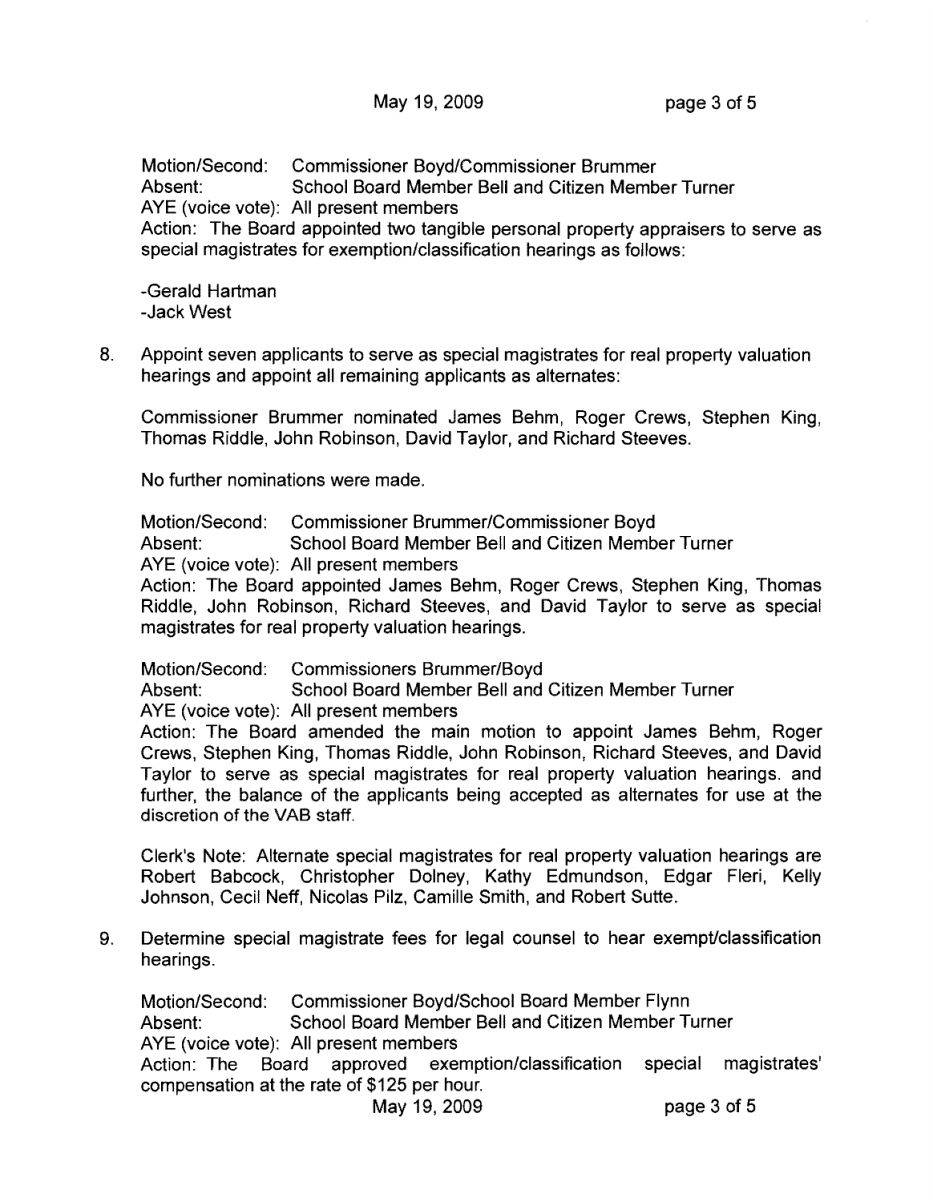Motion/Second: Commissioner Boyd/Commissioner Brummer
Absent: School Board Member Bell and Citizen Member Turner
AYE (voice vote): All present members
Action: The Board appointed two tangible personal property appraisers to serve as special magistrates for exemption/classification hearings as follows:

-Gerald Hartman
-Jack West

8. Appoint seven applicants to serve as special magistrates for real property valuation hearings and appoint all remaining applicants as alternates:

   Commissioner Brummer nominated James Behm, Roger Crews, Stephen King, Thomas Riddle, John Robinson, David Taylor, and Richard Steeves.

   No further nominations were made.

   Motion/Second: Commissioner Brummer/Commissioner Boyd
   Absent: School Board Member Bell and Citizen Member Turner
   AYE (voice vote): All present members
   Action: The Board appointed James Behm, Roger Crews, Stephen King, Thomas Riddle, John Robinson, Richard Steeves, and David Taylor to serve as special magistrates for real property valuation hearings.

   Motion/Second: Commissioners Brummer/Boyd
   Absent: School Board Member Bell and Citizen Member Turner
   AYE (voice vote): All present members
   Action: The Board amended the main motion to appoint James Behm, Roger Crews, Stephen King, Thomas Riddle, John Robinson, Richard Steeves, and David Taylor to serve as special magistrates for real property valuation hearings. and further, the balance of the applicants being accepted as alternates for use at the discretion of the VAB staff.

   Clerk's Note: Alternate special magistrates for real property valuation hearings are Robert Babcock, Christopher Dolney, Kathy Edmundson, Edgar Fleri, Kelly Johnson, Cecil Neff, Nicolas Pilz, Camille Smith, and Robert Sutte.

9. Determine special magistrate fees for legal counsel to hear exempt/classification hearings.

   Motion/Second: Commissioner Boyd/School Board Member Flynn
   Absent: School Board Member Bell and Citizen Member Turner
   AYE (voice vote): All present members
   Action: The Board approved exemption/classification special magistrates' compensation at the rate of $125 per hour.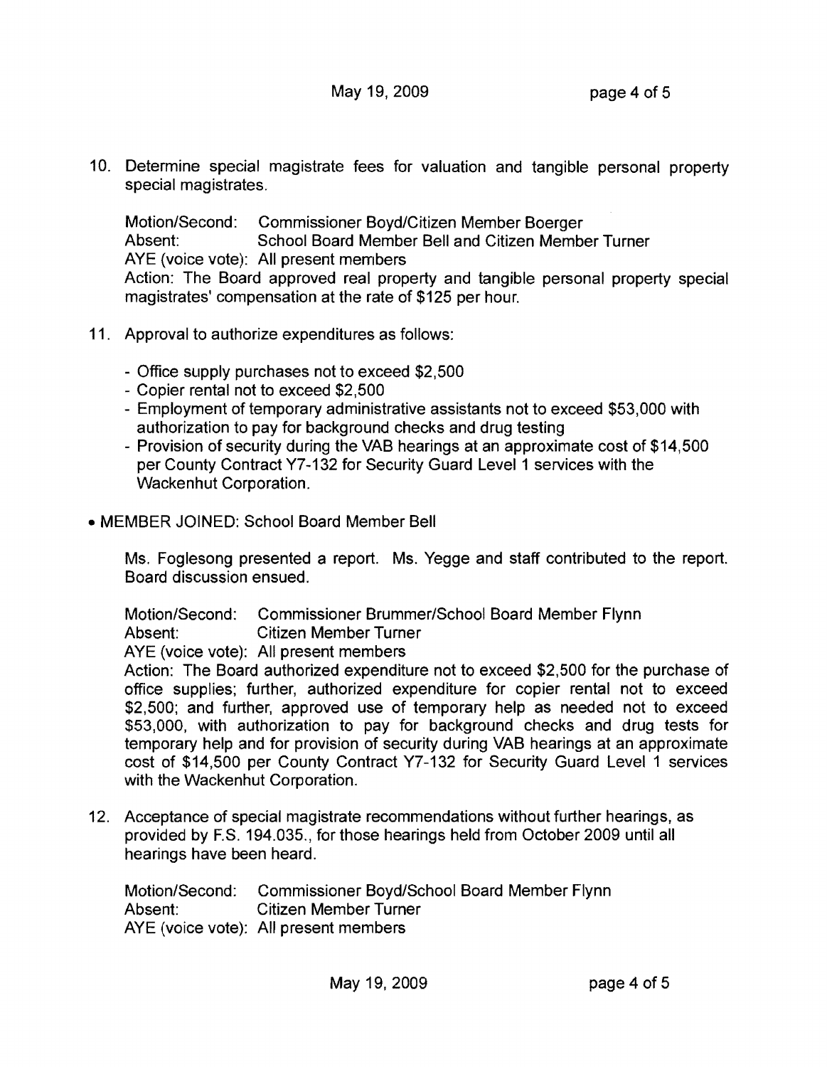10. Determine special magistrate fees for valuation and tangible personal property special magistrates.

    Motion/Second: Commissioner Boyd/Citizen Member Boerger
    Absent: School Board Member Bell and Citizen Member Turner
    AYE (voice vote): All present members
    Action: The Board approved real property and tangible personal property special magistrates' compensation at the rate of $125 per hour.

11. Approval to authorize expenditures as follows:

    - Office supply purchases not to exceed $2,500
    - Copier rental not to exceed $2,500
    - Employment of temporary administrative assistants not to exceed $53,000 with authorization to pay for background checks and drug testing
    - Provision of security during the VAB hearings at an approximate cost of $14,500 per County Contract Y7-132 for Security Guard Level 1 services with the Wackenhut Corporation.

- MEMBER JOINED: School Board Member Bell

    Ms. Foglesong presented a report. Ms. Yegge and staff contributed to the report. Board discussion ensued.

    Motion/Second: Commissioner Brummer/School Board Member Flynn
    Absent: Citizen Member Turner
    AYE (voice vote): All present members
    Action: The Board authorized expenditure not to exceed $2,500 for the purchase of office supplies; further, authorized expenditure for copier rental not to exceed $2,500; and further, approved use of temporary help as needed not to exceed $53,000, with authorization to pay for background checks and drug tests for temporary help and for provision of security during VAB hearings at an approximate cost of $14,500 per County Contract Y7-132 for Security Guard Level 1 services with the Wackenhut Corporation.

12. Acceptance of special magistrate recommendations without further hearings, as provided by F.S. 194.035., for those hearings held from October 2009 until all hearings have been heard.

    Motion/Second: Commissioner Boyd/School Board Member Flynn
    Absent: Citizen Member Turner
    AYE (voice vote): All present members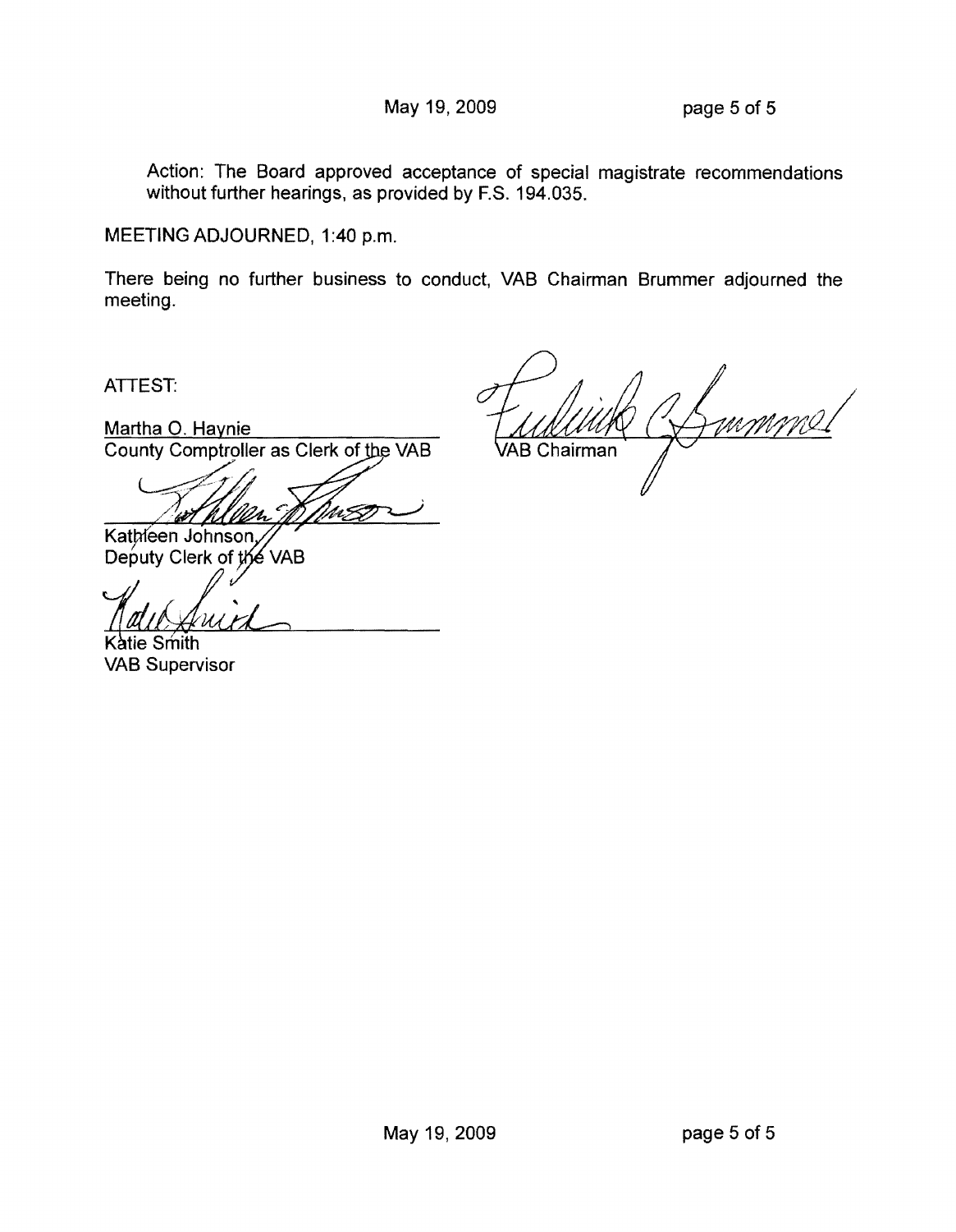Action: The Board approved acceptance of special magistrate recommendations without further hearings, as provided by F.S. 194.035.

MEETING ADJOURNED, 1:40 p.m.

There being no further business to conduct, VAB Chairman Brummer adjourned the meeting.

ATTEST:

Martha O. Haynie
County Comptroller as Clerk of the VAB

Kathleen Johnson,
Deputy Clerk of the VAB

Katie Smith
VAB Supervisor

VAB Chairman